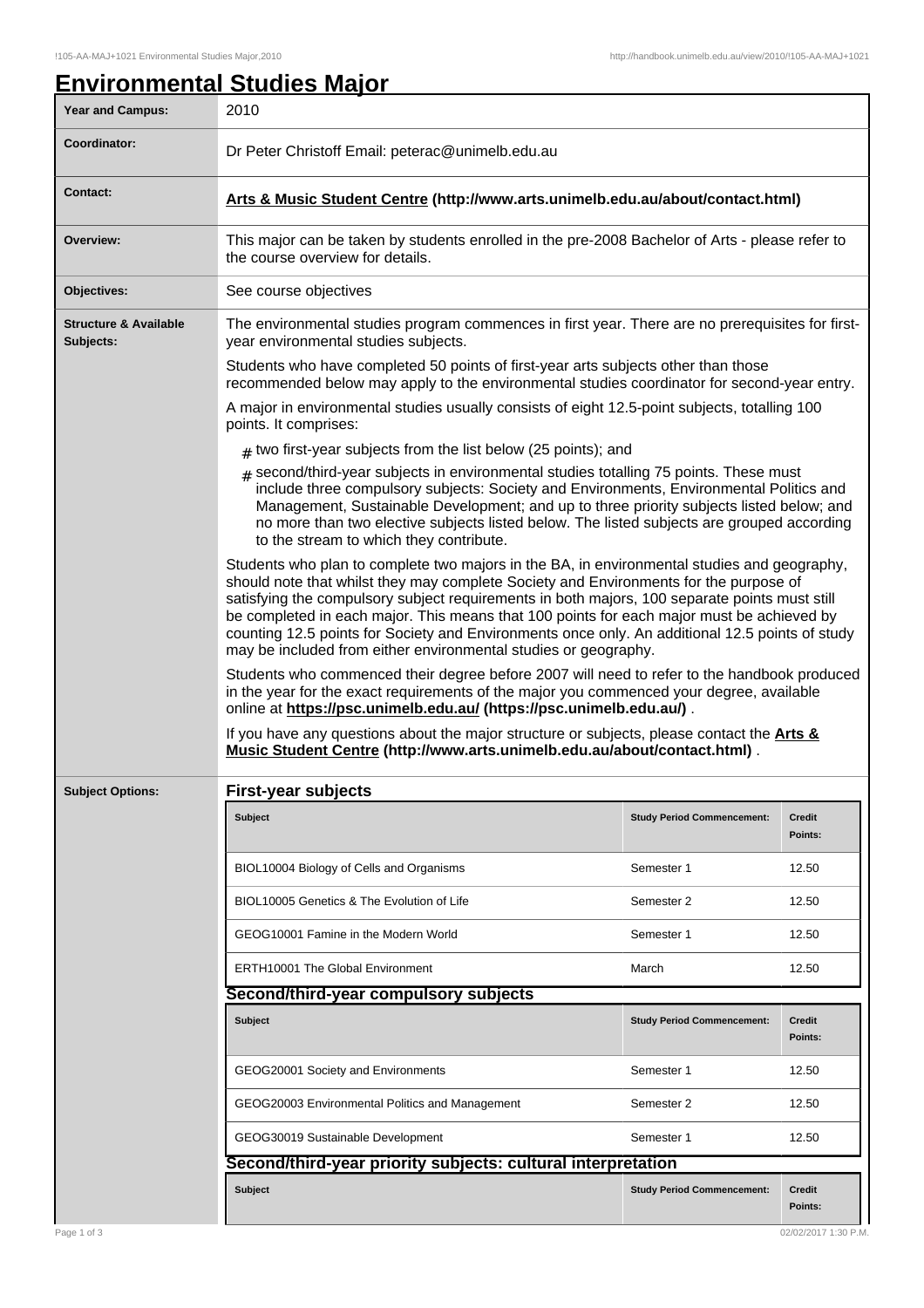# Environmental Studies Major

| | |
|---|---|
| **Year and Campus:** | 2010 |
| **Coordinator:** | Dr Peter Christoff Email: peterac@unimelb.edu.au |
| **Contact:** | **Arts & Music Student Centre (http://www.arts.unimelb.edu.au/about/contact.html)** |
| **Overview:** | This major can be taken by students enrolled in the pre-2008 Bachelor of Arts - please refer to the course overview for details. |
| **Objectives:** | See course objectives |

**Structure & Available Subjects:**

The environmental studies program commences in first year. There are no prerequisites for first-year environmental studies subjects.

Students who have completed 50 points of first-year arts subjects other than those recommended below may apply to the environmental studies coordinator for second-year entry.

A major in environmental studies usually consists of eight 12.5-point subjects, totalling 100 points. It comprises:

- two first-year subjects from the list below (25 points); and
- second/third-year subjects in environmental studies totalling 75 points. These must include three compulsory subjects: Society and Environments, Environmental Politics and Management, Sustainable Development; and up to three priority subjects listed below; and no more than two elective subjects listed below. The listed subjects are grouped according to the stream to which they contribute.

Students who plan to complete two majors in the BA, in environmental studies and geography, should note that whilst they may complete Society and Environments for the purpose of satisfying the compulsory subject requirements in both majors, 100 separate points must still be completed in each major. This means that 100 points for each major must be achieved by counting 12.5 points for Society and Environments once only. An additional 12.5 points of study may be included from either environmental studies or geography.

Students who commenced their degree before 2007 will need to refer to the handbook produced in the year for the exact requirements of the major you commenced your degree, available online at **https://psc.unimelb.edu.au/ (https://psc.unimelb.edu.au/)** .

If you have any questions about the major structure or subjects, please contact the **Arts & Music Student Centre (http://www.arts.unimelb.edu.au/about/contact.html)** .

**Subject Options:**

## First-year subjects

| Subject | Study Period Commencement: | Credit Points: |
|---|---|---|
| BIOL10004 Biology of Cells and Organisms | Semester 1 | 12.50 |
| BIOL10005 Genetics & The Evolution of Life | Semester 2 | 12.50 |
| GEOG10001 Famine in the Modern World | Semester 1 | 12.50 |
| ERTH10001 The Global Environment | March | 12.50 |

## Second/third-year compulsory subjects

| Subject | Study Period Commencement: | Credit Points: |
|---|---|---|
| GEOG20001 Society and Environments | Semester 1 | 12.50 |
| GEOG20003 Environmental Politics and Management | Semester 2 | 12.50 |
| GEOG30019 Sustainable Development | Semester 1 | 12.50 |

## Second/third-year priority subjects: cultural interpretation

| Subject | Study Period Commencement: | Credit Points: |
|---|---|---|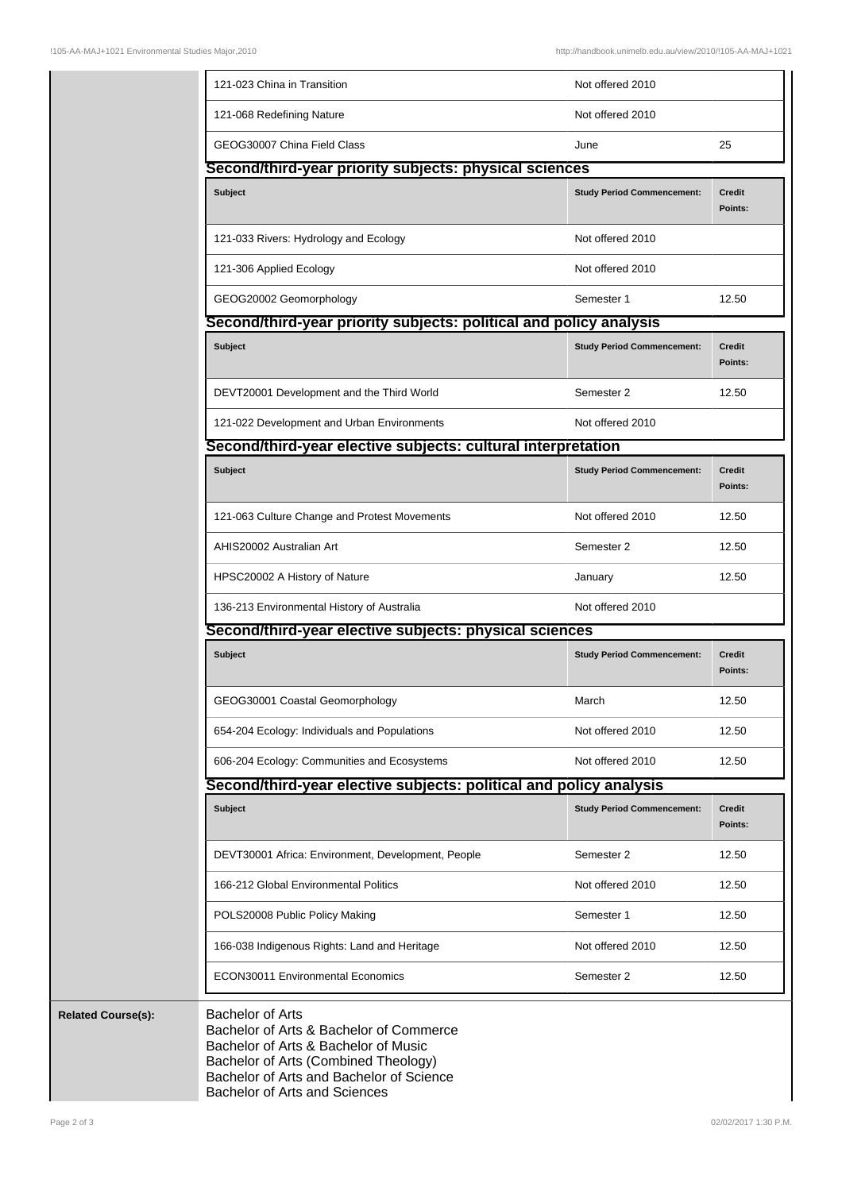| | | |
|---|---|---|
| 121-023 China in Transition | Not offered 2010 | |
| 121-068 Redefining Nature | Not offered 2010 | |
| GEOG30007 China Field Class | June | 25 |

### Second/third-year priority subjects: physical sciences

| Subject | Study Period Commencement: | Credit Points: |
|---|---|---|
| 121-033 Rivers: Hydrology and Ecology | Not offered 2010 | |
| 121-306 Applied Ecology | Not offered 2010 | |
| GEOG20002 Geomorphology | Semester 1 | 12.50 |

### Second/third-year priority subjects: political and policy analysis

| Subject | Study Period Commencement: | Credit Points: |
|---|---|---|
| DEVT20001 Development and the Third World | Semester 2 | 12.50 |
| 121-022 Development and Urban Environments | Not offered 2010 | |

### Second/third-year elective subjects: cultural interpretation

| Subject | Study Period Commencement: | Credit Points: |
|---|---|---|
| 121-063 Culture Change and Protest Movements | Not offered 2010 | 12.50 |
| AHIS20002 Australian Art | Semester 2 | 12.50 |
| HPSC20002 A History of Nature | January | 12.50 |
| 136-213 Environmental History of Australia | Not offered 2010 | |

### Second/third-year elective subjects: physical sciences

| Subject | Study Period Commencement: | Credit Points: |
|---|---|---|
| GEOG30001 Coastal Geomorphology | March | 12.50 |
| 654-204 Ecology: Individuals and Populations | Not offered 2010 | 12.50 |
| 606-204 Ecology: Communities and Ecosystems | Not offered 2010 | 12.50 |

### Second/third-year elective subjects: political and policy analysis

| Subject | Study Period Commencement: | Credit Points: |
|---|---|---|
| DEVT30001 Africa: Environment, Development, People | Semester 2 | 12.50 |
| 166-212 Global Environmental Politics | Not offered 2010 | 12.50 |
| POLS20008 Public Policy Making | Semester 1 | 12.50 |
| 166-038 Indigenous Rights: Land and Heritage | Not offered 2010 | 12.50 |
| ECON30011 Environmental Economics | Semester 2 | 12.50 |

**Related Course(s):**

Bachelor of Arts
Bachelor of Arts & Bachelor of Commerce
Bachelor of Arts & Bachelor of Music
Bachelor of Arts (Combined Theology)
Bachelor of Arts and Bachelor of Science
Bachelor of Arts and Sciences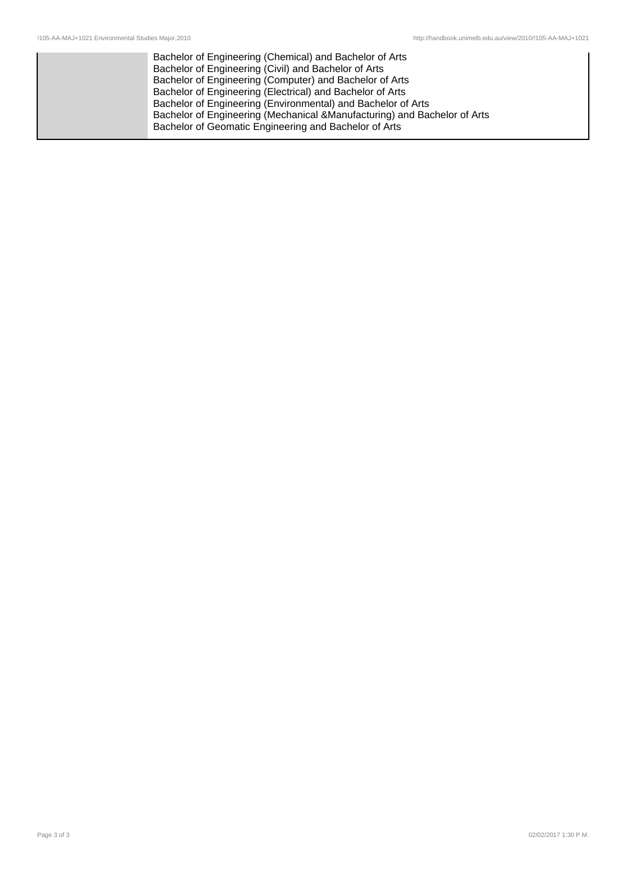| | |
|---|---|
| | Bachelor of Engineering (Chemical) and Bachelor of Arts<br>Bachelor of Engineering (Civil) and Bachelor of Arts<br>Bachelor of Engineering (Computer) and Bachelor of Arts<br>Bachelor of Engineering (Electrical) and Bachelor of Arts<br>Bachelor of Engineering (Environmental) and Bachelor of Arts<br>Bachelor of Engineering (Mechanical &Manufacturing) and Bachelor of Arts<br>Bachelor of Geomatic Engineering and Bachelor of Arts |